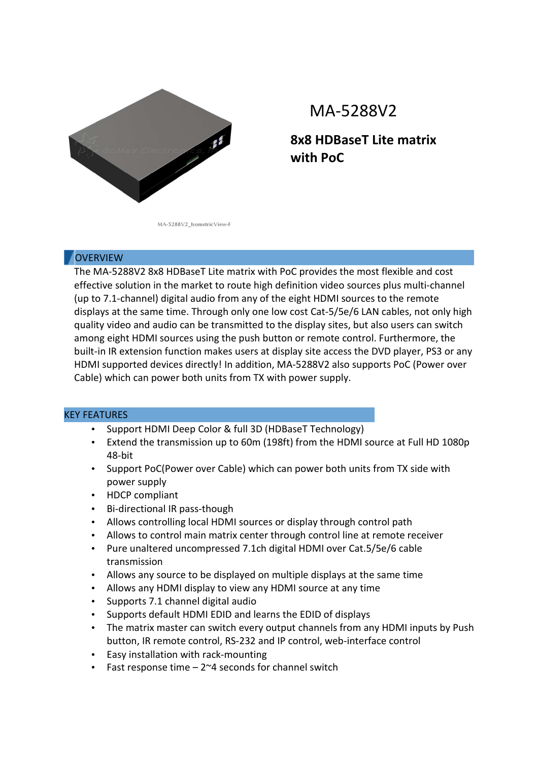MA-5288V2_IsometricView-F

# MA-5288V2

## 8x8 HDBaseT Lite matrix with PoC

## OVERVIEW

The MA-5288V2 8x8 HDBaseT Lite matrix with PoC provides the most flexible and cost effective solution in the market to route high definition video sources plus multi-channel (up to 7.1-channel) digital audio from any of the eight HDMI sources to the remote displays at the same time. Through only one low cost Cat-5/5e/6 LAN cables, not only high quality video and audio can be transmitted to the display sites, but also users can switch among eight HDMI sources using the push button or remote control. Furthermore, the built-in IR extension function makes users at display site access the DVD player, PS3 or any HDMI supported devices directly! In addition, MA-5288V2 also supports PoC (Power over Cable) which can power both units from TX with power supply.

## KEY FEATURES

- Support HDMI Deep Color & full 3D (HDBaseT Technology)
- Extend the transmission up to 60m (198ft) from the HDMI source at Full HD 1080p 48-bit
- Support PoC(Power over Cable) which can power both units from TX side with power supply
- HDCP compliant
- Bi-directional IR pass-though
- Allows controlling local HDMI sources or display through control path
- Allows to control main matrix center through control line at remote receiver
- Pure unaltered uncompressed 7.1ch digital HDMI over Cat.5/5e/6 cable transmission
- Allows any source to be displayed on multiple displays at the same time
- Allows any HDMI display to view any HDMI source at any time
- Supports 7.1 channel digital audio
- Supports default HDMI EDID and learns the EDID of displays
- The matrix master can switch every output channels from any HDMI inputs by Push button, IR remote control, RS-232 and IP control, web-interface control
- Easy installation with rack-mounting
- Fast response time – 2~4 seconds for channel switch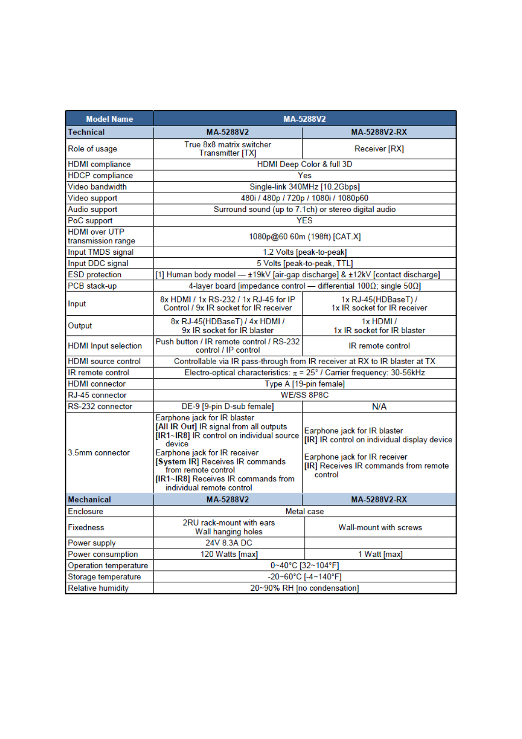| Model Name | MA-5288V2 | |
|---|---|---|
| **Technical** | **MA-5288V2** | **MA-5288V2-RX** |
| Role of usage | True 8x8 matrix switcher<br>Transmitter [TX] | Receiver [RX] |
| HDMI compliance | HDMI Deep Color & full 3D | |
| HDCP compliance | Yes | |
| Video bandwidth | Single-link 340MHz [10.2Gbps] | |
| Video support | 480i / 480p / 720p / 1080i / 1080p60 | |
| Audio support | Surround sound (up to 7.1ch) or stereo digital audio | |
| PoC support | YES | |
| HDMI over UTP transmission range | 1080p@60 60m (198ft) [CAT.X] | |
| Input TMDS signal | 1.2 Volts [peak-to-peak] | |
| Input DDC signal | 5 Volts [peak-to-peak, TTL] | |
| ESD protection | [1] Human body model — ±19kV [air-gap discharge] & ±12kV [contact discharge] | |
| PCB stack-up | 4-layer board [impedance control — differential 100Ω; single 50Ω] | |
| Input | 8x HDMI / 1x RS-232 / 1x RJ-45 for IP Control / 9x IR socket for IR receiver | 1x RJ-45(HDBaseT) /<br>1x IR socket for IR receiver |
| Output | 8x RJ-45(HDBaseT) / 4x HDMI /<br>9x IR socket for IR blaster | 1x HDMI /<br>1x IR socket for IR blaster |
| HDMI Input selection | Push button / IR remote control / RS-232 control / IP control | IR remote control |
| HDMI source control | Controllable via IR pass-through from IR receiver at RX to IR blaster at TX | |
| IR remote control | Electro-optical characteristics: $\pi$ = 25° / Carrier frequency: 30-56kHz | |
| HDMI connector | Type A [19-pin female] | |
| RJ-45 connector | WE/SS 8P8C | |
| RS-232 connector | DE-9 [9-pin D-sub female] | N/A |
| 3.5mm connector | Earphone jack for IR blaster<br>**[All IR Out]** IR signal from all outputs<br>**[IR1~IR8]** IR control on individual source device<br>Earphone jack for IR receiver<br>**[System IR]** Receives IR commands from remote control<br>**[IR1~IR8]** Receives IR commands from individual remote control | Earphone jack for IR blaster<br>**[IR]** IR control on individual display device<br><br>Earphone jack for IR receiver<br>**[IR]** Receives IR commands from remote control |
| **Mechanical** | **MA-5288V2** | **MA-5288V2-RX** |
| Enclosure | Metal case | |
| Fixedness | 2RU rack-mount with ears<br>Wall hanging holes | Wall-mount with screws |
| Power supply | 24V 8.3A DC | |
| Power consumption | 120 Watts [max] | 1 Watt [max] |
| Operation temperature | 0~40°C [32~104°F] | |
| Storage temperature | -20~60°C [-4~140°F] | |
| Relative humidity | 20~90% RH [no condensation] | |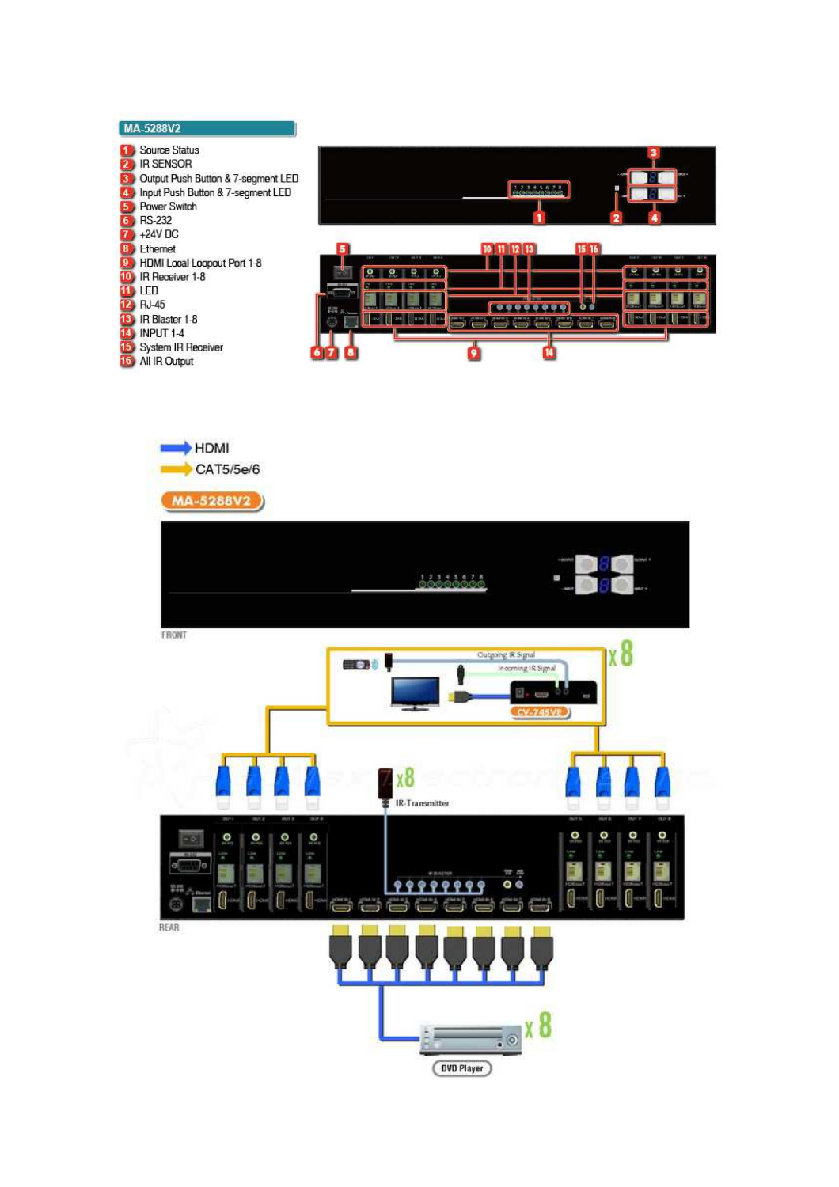MA-5288V2

1. Source Status
2. IR SENSOR
3. Output Push Button & 7-segment LED
4. Input Push Button & 7-segment LED
5. Power Switch
6. RS-232
7. +24V DC
8. Ethernet
9. HDMI Local Loopout Port 1-8
10. IR Receiver 1-8
11. LED
12. RJ-45
13. IR Blaster 1-8
14. INPUT 1-4
15. System IR Receiver
16. All IR Output

HDMI

CAT5/5e/6

MA-5288V2

FRONT

Outgoing IR Signal

Incoming IR Signal

CV-745VE

x8

x8

IR-Transmitter

REAR

x8

DVD Player